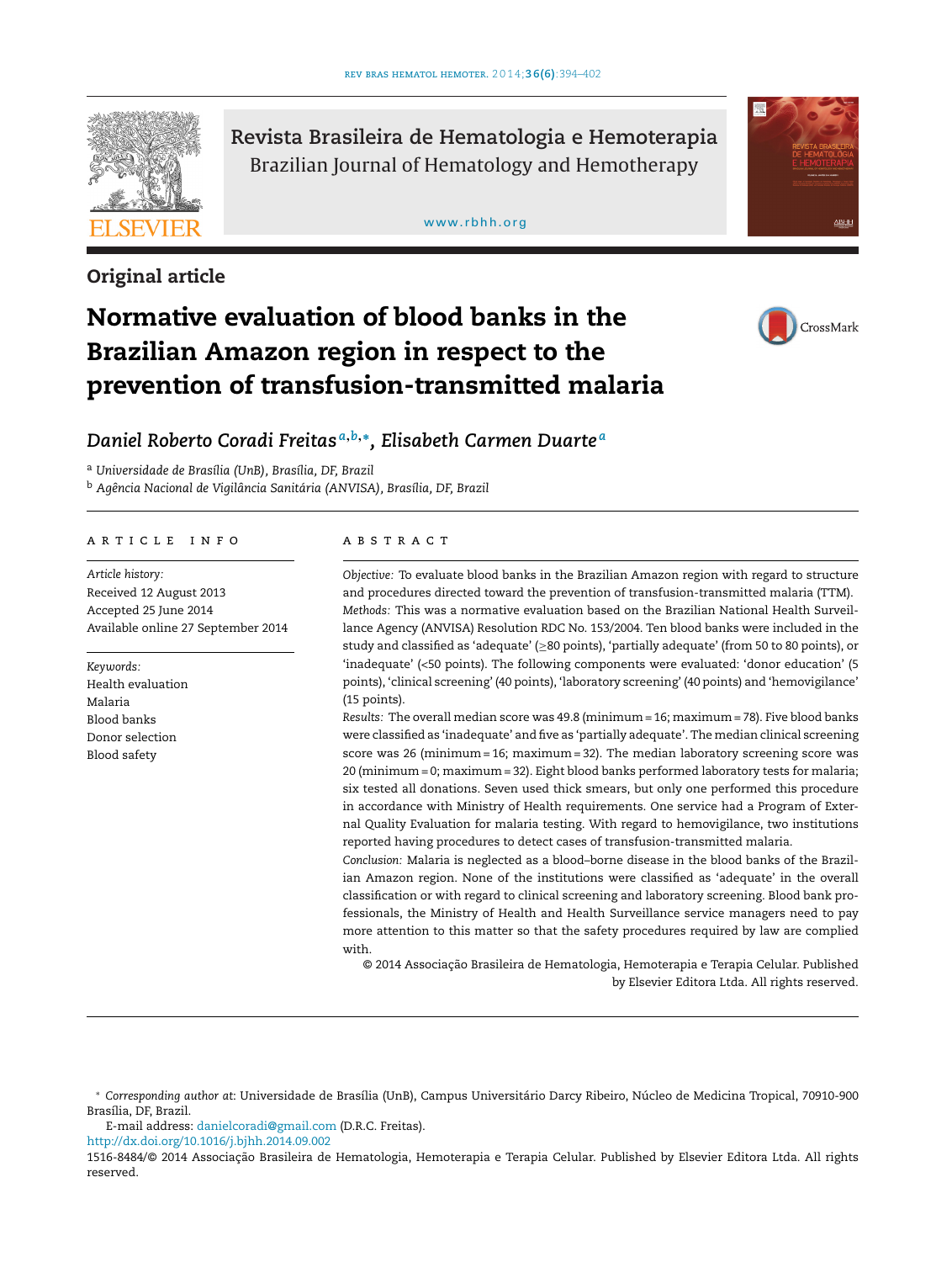Original article

# Normative evaluation of blood banks in the Brazilian Amazon region in respect to the prevention of transfusion-transmitted malaria

*Daniel Roberto Coradi Freitas*[a,b,*], *Elisabeth Carmen Duarte*[a]

[a] *Universidade de Brasília (UnB), Brasília, DF, Brazil*

[b] *Agência Nacional de Vigilância Sanitária (ANVISA), Brasília, DF, Brazil*

## ARTICLE INFO

*Article history:*
Received 12 August 2013
Accepted 25 June 2014
Available online 27 September 2014

*Keywords:*
Health evaluation
Malaria
Blood banks
Donor selection
Blood safety

## ABSTRACT

*Objective:* To evaluate blood banks in the Brazilian Amazon region with regard to structure and procedures directed toward the prevention of transfusion-transmitted malaria (TTM).

*Methods:* This was a normative evaluation based on the Brazilian National Health Surveillance Agency (ANVISA) Resolution RDC No. 153/2004. Ten blood banks were included in the study and classified as 'adequate' (≥80 points), 'partially adequate' (from 50 to 80 points), or 'inadequate' (<50 points). The following components were evaluated: 'donor education' (5 points), 'clinical screening' (40 points), 'laboratory screening' (40 points) and 'hemovigilance' (15 points).

*Results:* The overall median score was 49.8 (minimum = 16; maximum = 78). Five blood banks were classified as 'inadequate' and five as 'partially adequate'. The median clinical screening score was 26 (minimum = 16; maximum = 32). The median laboratory screening score was 20 (minimum = 0; maximum = 32). Eight blood banks performed laboratory tests for malaria; six tested all donations. Seven used thick smears, but only one performed this procedure in accordance with Ministry of Health requirements. One service had a Program of External Quality Evaluation for malaria testing. With regard to hemovigilance, two institutions reported having procedures to detect cases of transfusion-transmitted malaria.

*Conclusion:* Malaria is neglected as a blood–borne disease in the blood banks of the Brazilian Amazon region. None of the institutions were classified as 'adequate' in the overall classification or with regard to clinical screening and laboratory screening. Blood bank professionals, the Ministry of Health and Health Surveillance service managers need to pay more attention to this matter so that the safety procedures required by law are complied with.

© 2014 Associação Brasileira de Hematologia, Hemoterapia e Terapia Celular. Published by Elsevier Editora Ltda. All rights reserved.

* *Corresponding author at*: Universidade de Brasília (UnB), Campus Universitário Darcy Ribeiro, Núcleo de Medicina Tropical, 70910-900 Brasília, DF, Brazil.

E-mail address: danielcoradi@gmail.com (D.R.C. Freitas).

http://dx.doi.org/10.1016/j.bjhh.2014.09.002

1516-8484/© 2014 Associação Brasileira de Hematologia, Hemoterapia e Terapia Celular. Published by Elsevier Editora Ltda. All rights reserved.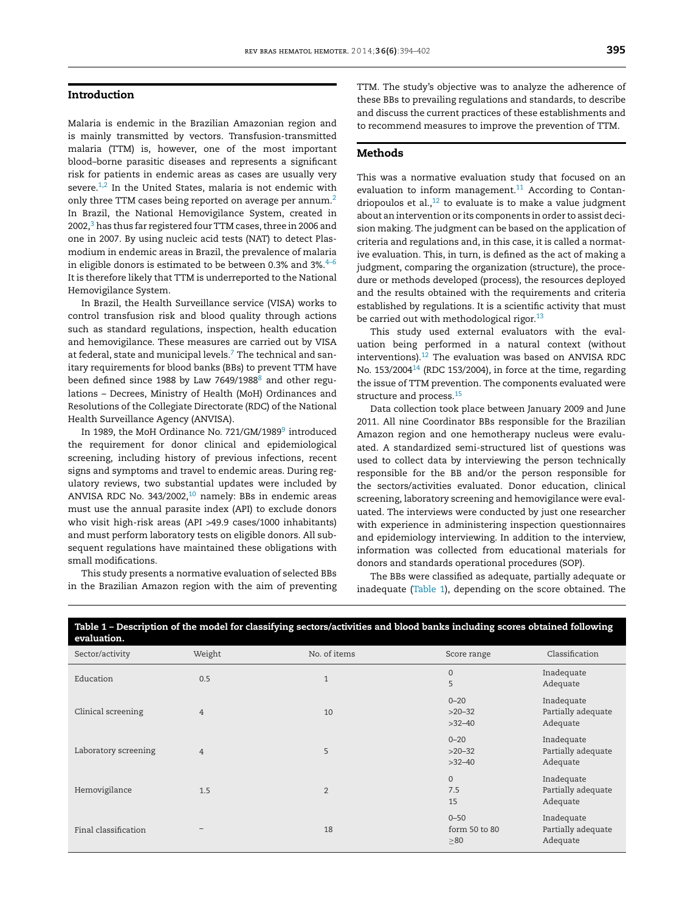## Introduction

Malaria is endemic in the Brazilian Amazonian region and is mainly transmitted by vectors. Transfusion-transmitted malaria (TTM) is, however, one of the most important blood–borne parasitic diseases and represents a significant risk for patients in endemic areas as cases are usually very severe.[1,2] In the United States, malaria is not endemic with only three TTM cases being reported on average per annum.[2] In Brazil, the National Hemovigilance System, created in 2002,[3] has thus far registered four TTM cases, three in 2006 and one in 2007. By using nucleic acid tests (NAT) to detect Plasmodium in endemic areas in Brazil, the prevalence of malaria in eligible donors is estimated to be between 0.3% and 3%.[4–6] It is therefore likely that TTM is underreported to the National Hemovigilance System.

In Brazil, the Health Surveillance service (VISA) works to control transfusion risk and blood quality through actions such as standard regulations, inspection, health education and hemovigilance. These measures are carried out by VISA at federal, state and municipal levels.[7] The technical and sanitary requirements for blood banks (BBs) to prevent TTM have been defined since 1988 by Law 7649/1988[8] and other regulations – Decrees, Ministry of Health (MoH) Ordinances and Resolutions of the Collegiate Directorate (RDC) of the National Health Surveillance Agency (ANVISA).

In 1989, the MoH Ordinance No. 721/GM/1989[9] introduced the requirement for donor clinical and epidemiological screening, including history of previous infections, recent signs and symptoms and travel to endemic areas. During regulatory reviews, two substantial updates were included by ANVISA RDC No. 343/2002,[10] namely: BBs in endemic areas must use the annual parasite index (API) to exclude donors who visit high-risk areas (API >49.9 cases/1000 inhabitants) and must perform laboratory tests on eligible donors. All subsequent regulations have maintained these obligations with small modifications.

This study presents a normative evaluation of selected BBs in the Brazilian Amazon region with the aim of preventing TTM. The study's objective was to analyze the adherence of these BBs to prevailing regulations and standards, to describe and discuss the current practices of these establishments and to recommend measures to improve the prevention of TTM.

## Methods

This was a normative evaluation study that focused on an evaluation to inform management.[11] According to Contandriopoulos et al.,[12] to evaluate is to make a value judgment about an intervention or its components in order to assist decision making. The judgment can be based on the application of criteria and regulations and, in this case, it is called a normative evaluation. This, in turn, is defined as the act of making a judgment, comparing the organization (structure), the procedure or methods developed (process), the resources deployed and the results obtained with the requirements and criteria established by regulations. It is a scientific activity that must be carried out with methodological rigor.[13]

This study used external evaluators with the evaluation being performed in a natural context (without interventions).[12] The evaluation was based on ANVISA RDC No. 153/2004[14] (RDC 153/2004), in force at the time, regarding the issue of TTM prevention. The components evaluated were structure and process.[15]

Data collection took place between January 2009 and June 2011. All nine Coordinator BBs responsible for the Brazilian Amazon region and one hemotherapy nucleus were evaluated. A standardized semi-structured list of questions was used to collect data by interviewing the person technically responsible for the BB and/or the person responsible for the sectors/activities evaluated. Donor education, clinical screening, laboratory screening and hemovigilance were evaluated. The interviews were conducted by just one researcher with experience in administering inspection questionnaires and epidemiology interviewing. In addition to the interview, information was collected from educational materials for donors and standards operational procedures (SOP).

The BBs were classified as adequate, partially adequate or inadequate (Table 1), depending on the score obtained. The

**Table 1 – Description of the model for classifying sectors/activities and blood banks including scores obtained following evaluation.**

| Sector/activity | Weight | No. of items | Score range | Classification |
|---|---|---|---|---|
| Education | 0.5 | 1 | 0<br>5 | Inadequate<br>Adequate |
| Clinical screening | 4 | 10 | 0–20<br>>20–32<br>>32–40 | Inadequate<br>Partially adequate<br>Adequate |
| Laboratory screening | 4 | 5 | 0–20<br>>20–32<br>>32–40 | Inadequate<br>Partially adequate<br>Adequate |
| Hemovigilance | 1.5 | 2 | 0<br>7.5<br>15 | Inadequate<br>Partially adequate<br>Adequate |
| Final classification | – | 18 | 0–50<br>form 50 to 80<br>≥80 | Inadequate<br>Partially adequate<br>Adequate |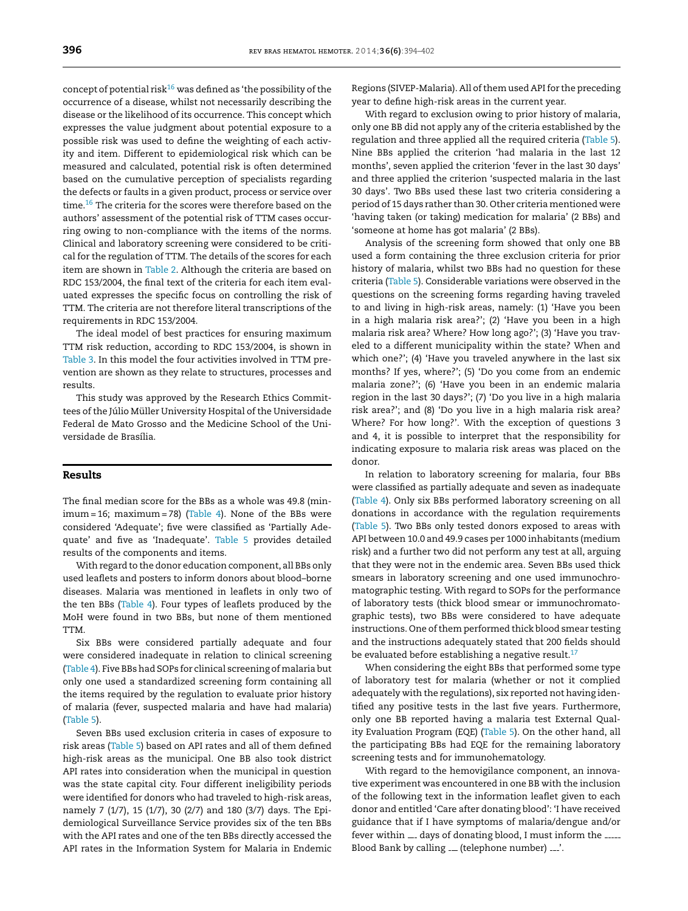concept of potential risk[16] was defined as 'the possibility of the occurrence of a disease, whilst not necessarily describing the disease or the likelihood of its occurrence. This concept which expresses the value judgment about potential exposure to a possible risk was used to define the weighting of each activity and item. Different to epidemiological risk which can be measured and calculated, potential risk is often determined based on the cumulative perception of specialists regarding the defects or faults in a given product, process or service over time.[16] The criteria for the scores were therefore based on the authors' assessment of the potential risk of TTM cases occurring owing to non-compliance with the items of the norms. Clinical and laboratory screening were considered to be critical for the regulation of TTM. The details of the scores for each item are shown in Table 2. Although the criteria are based on RDC 153/2004, the final text of the criteria for each item evaluated expresses the specific focus on controlling the risk of TTM. The criteria are not therefore literal transcriptions of the requirements in RDC 153/2004.

The ideal model of best practices for ensuring maximum TTM risk reduction, according to RDC 153/2004, is shown in Table 3. In this model the four activities involved in TTM prevention are shown as they relate to structures, processes and results.

This study was approved by the Research Ethics Committees of the Júlio Müller University Hospital of the Universidade Federal de Mato Grosso and the Medicine School of the Universidade de Brasília.

## Results

The final median score for the BBs as a whole was 49.8 (minimum = 16; maximum = 78) (Table 4). None of the BBs were considered 'Adequate'; five were classified as 'Partially Adequate' and five as 'Inadequate'. Table 5 provides detailed results of the components and items.

With regard to the donor education component, all BBs only used leaflets and posters to inform donors about blood–borne diseases. Malaria was mentioned in leaflets in only two of the ten BBs (Table 4). Four types of leaflets produced by the MoH were found in two BBs, but none of them mentioned TTM.

Six BBs were considered partially adequate and four were considered inadequate in relation to clinical screening (Table 4). Five BBs had SOPs for clinical screening of malaria but only one used a standardized screening form containing all the items required by the regulation to evaluate prior history of malaria (fever, suspected malaria and have had malaria) (Table 5).

Seven BBs used exclusion criteria in cases of exposure to risk areas (Table 5) based on API rates and all of them defined high-risk areas as the municipal. One BB also took district API rates into consideration when the municipal in question was the state capital city. Four different ineligibility periods were identified for donors who had traveled to high-risk areas, namely 7 (1/7), 15 (1/7), 30 (2/7) and 180 (3/7) days. The Epidemiological Surveillance Service provides six of the ten BBs with the API rates and one of the ten BBs directly accessed the API rates in the Information System for Malaria in Endemic Regions (SIVEP-Malaria). All of them used API for the preceding year to define high-risk areas in the current year.

With regard to exclusion owing to prior history of malaria, only one BB did not apply any of the criteria established by the regulation and three applied all the required criteria (Table 5). Nine BBs applied the criterion 'had malaria in the last 12 months', seven applied the criterion 'fever in the last 30 days' and three applied the criterion 'suspected malaria in the last 30 days'. Two BBs used these last two criteria considering a period of 15 days rather than 30. Other criteria mentioned were 'having taken (or taking) medication for malaria' (2 BBs) and 'someone at home has got malaria' (2 BBs).

Analysis of the screening form showed that only one BB used a form containing the three exclusion criteria for prior history of malaria, whilst two BBs had no question for these criteria (Table 5). Considerable variations were observed in the questions on the screening forms regarding having traveled to and living in high-risk areas, namely: (1) 'Have you been in a high malaria risk area?'; (2) 'Have you been in a high malaria risk area? Where? How long ago?'; (3) 'Have you traveled to a different municipality within the state? When and which one?'; (4) 'Have you traveled anywhere in the last six months? If yes, where?'; (5) 'Do you come from an endemic malaria zone?'; (6) 'Have you been in an endemic malaria region in the last 30 days?'; (7) 'Do you live in a high malaria risk area?'; and (8) 'Do you live in a high malaria risk area? Where? For how long?'. With the exception of questions 3 and 4, it is possible to interpret that the responsibility for indicating exposure to malaria risk areas was placed on the donor.

In relation to laboratory screening for malaria, four BBs were classified as partially adequate and seven as inadequate (Table 4). Only six BBs performed laboratory screening on all donations in accordance with the regulation requirements (Table 5). Two BBs only tested donors exposed to areas with API between 10.0 and 49.9 cases per 1000 inhabitants (medium risk) and a further two did not perform any test at all, arguing that they were not in the endemic area. Seven BBs used thick smears in laboratory screening and one used immunochromatographic testing. With regard to SOPs for the performance of laboratory tests (thick blood smear or immunochromatographic tests), two BBs were considered to have adequate instructions. One of them performed thick blood smear testing and the instructions adequately stated that 200 fields should be evaluated before establishing a negative result.[17]

When considering the eight BBs that performed some type of laboratory test for malaria (whether or not it complied adequately with the regulations), six reported not having identified any positive tests in the last five years. Furthermore, only one BB reported having a malaria test External Quality Evaluation Program (EQE) (Table 5). On the other hand, all the participating BBs had EQE for the remaining laboratory screening tests and for immunohematology.

With regard to the hemovigilance component, an innovative experiment was encountered in one BB with the inclusion of the following text in the information leaflet given to each donor and entitled 'Care after donating blood': 'I have received guidance that if I have symptoms of malaria/dengue and/or fever within __ days of donating blood, I must inform the _____ Blood Bank by calling __ (telephone number) ___'.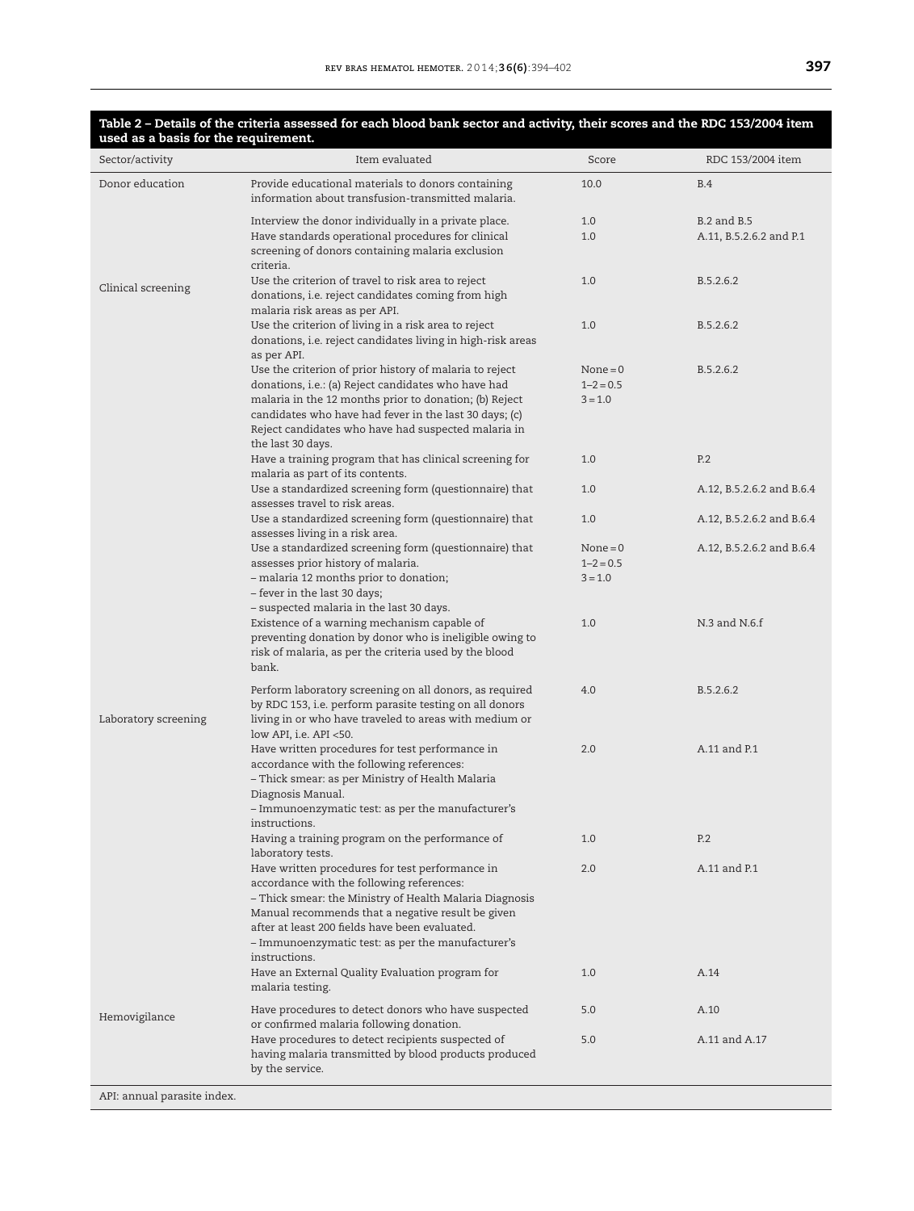**Table 2 – Details of the criteria assessed for each blood bank sector and activity, their scores and the RDC 153/2004 item used as a basis for the requirement.**

| Sector/activity | Item evaluated | Score | RDC 153/2004 item |
|---|---|---|---|
| Donor education | Provide educational materials to donors containing information about transfusion-transmitted malaria. | 10.0 | B.4 |
| Clinical screening | Interview the donor individually in a private place. | 1.0 | B.2 and B.5 |
| | Have standards operational procedures for clinical screening of donors containing malaria exclusion criteria. | 1.0 | A.11, B.5.2.6.2 and P.1 |
| | Use the criterion of travel to risk area to reject donations, i.e. reject candidates coming from high malaria risk areas as per API. | 1.0 | B.5.2.6.2 |
| | Use the criterion of living in a risk area to reject donations, i.e. reject candidates living in high-risk areas as per API. | 1.0 | B.5.2.6.2 |
| | Use the criterion of prior history of malaria to reject donations, i.e.: (a) Reject candidates who have had malaria in the 12 months prior to donation; (b) Reject candidates who have had fever in the last 30 days; (c) Reject candidates who have had suspected malaria in the last 30 days. | None = 0<br>1–2 = 0.5<br>3 = 1.0 | B.5.2.6.2 |
| | Have a training program that has clinical screening for malaria as part of its contents. | 1.0 | P.2 |
| | Use a standardized screening form (questionnaire) that assesses travel to risk areas. | 1.0 | A.12, B.5.2.6.2 and B.6.4 |
| | Use a standardized screening form (questionnaire) that assesses living in a risk area. | 1.0 | A.12, B.5.2.6.2 and B.6.4 |
| | Use a standardized screening form (questionnaire) that assesses prior history of malaria.<br>– malaria 12 months prior to donation;<br>– fever in the last 30 days;<br>– suspected malaria in the last 30 days. | None = 0<br>1–2 = 0.5<br>3 = 1.0 | A.12, B.5.2.6.2 and B.6.4 |
| | Existence of a warning mechanism capable of preventing donation by donor who is ineligible owing to risk of malaria, as per the criteria used by the blood bank. | 1.0 | N.3 and N.6.f |
| Laboratory screening | Perform laboratory screening on all donors, as required by RDC 153, i.e. perform parasite testing on all donors living in or who have traveled to areas with medium or low API, i.e. API <50. | 4.0 | B.5.2.6.2 |
| | Have written procedures for test performance in accordance with the following references:<br>– Thick smear: as per Ministry of Health Malaria Diagnosis Manual.<br>– Immunoenzymatic test: as per the manufacturer's instructions. | 2.0 | A.11 and P.1 |
| | Having a training program on the performance of laboratory tests. | 1.0 | P.2 |
| | Have written procedures for test performance in accordance with the following references:<br>– Thick smear: the Ministry of Health Malaria Diagnosis Manual recommends that a negative result be given after at least 200 fields have been evaluated.<br>– Immunoenzymatic test: as per the manufacturer's instructions. | 2.0 | A.11 and P.1 |
| | Have an External Quality Evaluation program for malaria testing. | 1.0 | A.14 |
| Hemovigilance | Have procedures to detect donors who have suspected or confirmed malaria following donation. | 5.0 | A.10 |
| | Have procedures to detect recipients suspected of having malaria transmitted by blood products produced by the service. | 5.0 | A.11 and A.17 |

API: annual parasite index.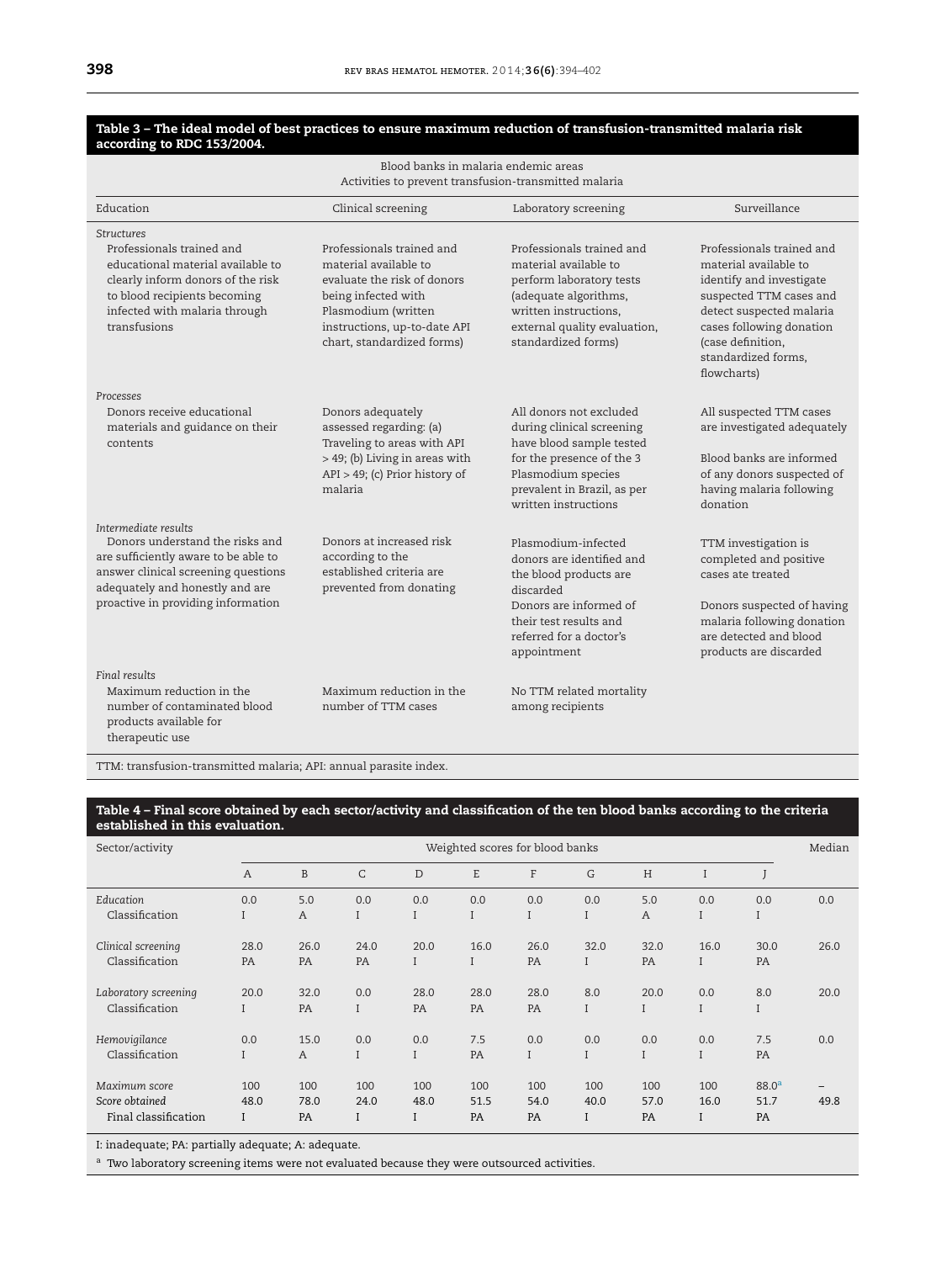**Table 3 – The ideal model of best practices to ensure maximum reduction of transfusion-transmitted malaria risk according to RDC 153/2004.**

| Blood banks in malaria endemic areas<br>Activities to prevent transfusion-transmitted malaria | | | |
|---|---|---|---|
| Education | Clinical screening | Laboratory screening | Surveillance |
| *Structures* | | | |
| Professionals trained and educational material available to clearly inform donors of the risk to blood recipients becoming infected with malaria through transfusions | Professionals trained and material available to evaluate the risk of donors being infected with Plasmodium (written instructions, up-to-date API chart, standardized forms) | Professionals trained and material available to perform laboratory tests (adequate algorithms, written instructions, external quality evaluation, standardized forms) | Professionals trained and material available to identify and investigate suspected TTM cases and detect suspected malaria cases following donation (case definition, standardized forms, flowcharts) |
| *Processes* | | | |
| Donors receive educational materials and guidance on their contents | Donors adequately assessed regarding: (a) Traveling to areas with API > 49; (b) Living in areas with API > 49; (c) Prior history of malaria | All donors not excluded during clinical screening have blood sample tested for the presence of the 3 Plasmodium species prevalent in Brazil, as per written instructions | All suspected TTM cases are investigated adequately<br><br>Blood banks are informed of any donors suspected of having malaria following donation |
| *Intermediate results* | | | |
| Donors understand the risks and are sufficiently aware to be able to answer clinical screening questions adequately and honestly and are proactive in providing information | Donors at increased risk according to the established criteria are prevented from donating | Plasmodium-infected donors are identified and the blood products are discarded<br>Donors are informed of their test results and referred for a doctor's appointment | TTM investigation is completed and positive cases ate treated<br><br>Donors suspected of having malaria following donation are detected and blood products are discarded |
| *Final results* | | | |
| Maximum reduction in the number of contaminated blood products available for therapeutic use | Maximum reduction in the number of TTM cases | No TTM related mortality among recipients | |

TTM: transfusion-transmitted malaria; API: annual parasite index.

**Table 4 – Final score obtained by each sector/activity and classification of the ten blood banks according to the criteria established in this evaluation.**

| Sector/activity | Weighted scores for blood banks | | | | | | | | | | Median |
|---|---|---|---|---|---|---|---|---|---|---|---|
| | A | B | C | D | E | F | G | H | I | J | |
| *Education* | 0.0 | 5.0 | 0.0 | 0.0 | 0.0 | 0.0 | 0.0 | 5.0 | 0.0 | 0.0 | 0.0 |
| Classification | I | A | I | I | I | I | I | A | I | I | |
| *Clinical screening* | 28.0 | 26.0 | 24.0 | 20.0 | 16.0 | 26.0 | 32.0 | 32.0 | 16.0 | 30.0 | 26.0 |
| Classification | PA | PA | PA | I | I | PA | I | PA | I | PA | |
| *Laboratory screening* | 20.0 | 32.0 | 0.0 | 28.0 | 28.0 | 28.0 | 8.0 | 20.0 | 0.0 | 8.0 | 20.0 |
| Classification | I | PA | I | PA | PA | PA | I | I | I | I | |
| *Hemovigilance* | 0.0 | 15.0 | 0.0 | 0.0 | 7.5 | 0.0 | 0.0 | 0.0 | 0.0 | 7.5 | 0.0 |
| Classification | I | A | I | I | PA | I | I | I | I | PA | |
| *Maximum score* | 100 | 100 | 100 | 100 | 100 | 100 | 100 | 100 | 100 | 88.0[a] | – |
| *Score obtained* | 48.0 | 78.0 | 24.0 | 48.0 | 51.5 | 54.0 | 40.0 | 57.0 | 16.0 | 51.7 | 49.8 |
| Final classification | I | PA | I | I | PA | PA | I | PA | I | PA | |

I: inadequate; PA: partially adequate; A: adequate.

[a] Two laboratory screening items were not evaluated because they were outsourced activities.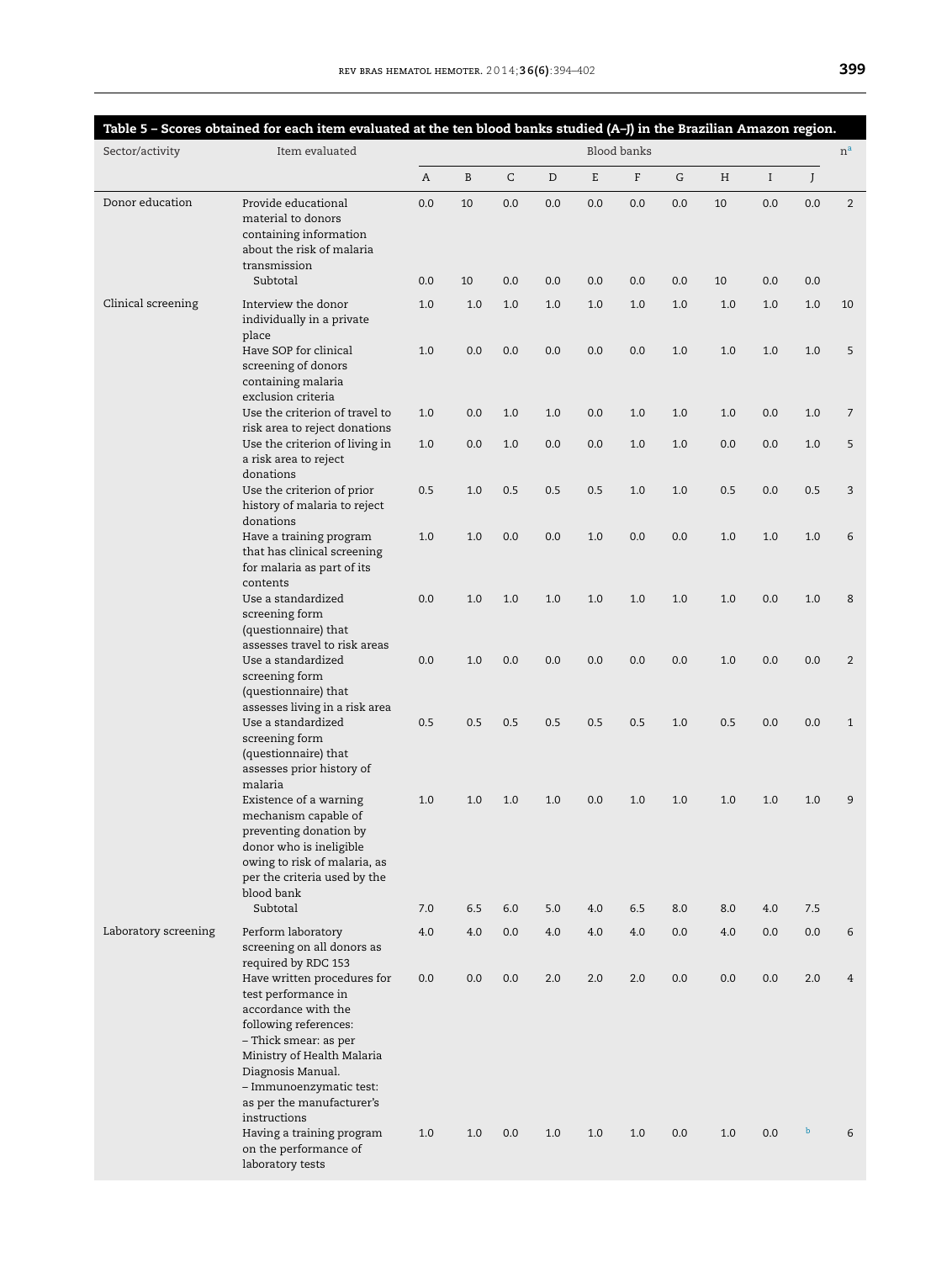**Table 5 – Scores obtained for each item evaluated at the ten blood banks studied (A–J) in the Brazilian Amazon region.**

| Sector/activity | Item evaluated | Blood banks | | | | | | | | | | n[a] |
|---|---|---|---|---|---|---|---|---|---|---|---|---|
| | | A | B | C | D | E | F | G | H | I | J | |
| Donor education | Provide educational material to donors containing information about the risk of malaria transmission | 0.0 | 10 | 0.0 | 0.0 | 0.0 | 0.0 | 0.0 | 10 | 0.0 | 0.0 | 2 |
| | Subtotal | 0.0 | 10 | 0.0 | 0.0 | 0.0 | 0.0 | 0.0 | 10 | 0.0 | 0.0 | |
| Clinical screening | Interview the donor individually in a private place | 1.0 | 1.0 | 1.0 | 1.0 | 1.0 | 1.0 | 1.0 | 1.0 | 1.0 | 1.0 | 10 |
| | Have SOP for clinical screening of donors containing malaria exclusion criteria | 1.0 | 0.0 | 0.0 | 0.0 | 0.0 | 0.0 | 1.0 | 1.0 | 1.0 | 1.0 | 5 |
| | Use the criterion of travel to risk area to reject donations | 1.0 | 0.0 | 1.0 | 1.0 | 0.0 | 1.0 | 1.0 | 1.0 | 0.0 | 1.0 | 7 |
| | Use the criterion of living in a risk area to reject donations | 1.0 | 0.0 | 1.0 | 0.0 | 0.0 | 1.0 | 1.0 | 0.0 | 0.0 | 1.0 | 5 |
| | Use the criterion of prior history of malaria to reject donations | 0.5 | 1.0 | 0.5 | 0.5 | 0.5 | 1.0 | 1.0 | 0.5 | 0.0 | 0.5 | 3 |
| | Have a training program that has clinical screening for malaria as part of its contents | 1.0 | 1.0 | 0.0 | 0.0 | 1.0 | 0.0 | 0.0 | 1.0 | 1.0 | 1.0 | 6 |
| | Use a standardized screening form (questionnaire) that assesses travel to risk areas | 0.0 | 1.0 | 1.0 | 1.0 | 1.0 | 1.0 | 1.0 | 1.0 | 0.0 | 1.0 | 8 |
| | Use a standardized screening form (questionnaire) that assesses living in a risk area | 0.0 | 1.0 | 0.0 | 0.0 | 0.0 | 0.0 | 0.0 | 1.0 | 0.0 | 0.0 | 2 |
| | Use a standardized screening form (questionnaire) that assesses prior history of malaria | 0.5 | 0.5 | 0.5 | 0.5 | 0.5 | 0.5 | 1.0 | 0.5 | 0.0 | 0.0 | 1 |
| | Existence of a warning mechanism capable of preventing donation by donor who is ineligible owing to risk of malaria, as per the criteria used by the blood bank | 1.0 | 1.0 | 1.0 | 1.0 | 0.0 | 1.0 | 1.0 | 1.0 | 1.0 | 1.0 | 9 |
| | Subtotal | 7.0 | 6.5 | 6.0 | 5.0 | 4.0 | 6.5 | 8.0 | 8.0 | 4.0 | 7.5 | |
| Laboratory screening | Perform laboratory screening on all donors as required by RDC 153 | 4.0 | 4.0 | 0.0 | 4.0 | 4.0 | 4.0 | 0.0 | 4.0 | 0.0 | 0.0 | 6 |
| | Have written procedures for test performance in accordance with the following references: – Thick smear: as per Ministry of Health Malaria Diagnosis Manual. – Immunoenzymatic test: as per the manufacturer's instructions | 0.0 | 0.0 | 0.0 | 2.0 | 2.0 | 2.0 | 0.0 | 0.0 | 0.0 | 2.0 | 4 |
| | Having a training program on the performance of laboratory tests | 1.0 | 1.0 | 0.0 | 1.0 | 1.0 | 1.0 | 0.0 | 1.0 | 0.0 | [b] | 6 |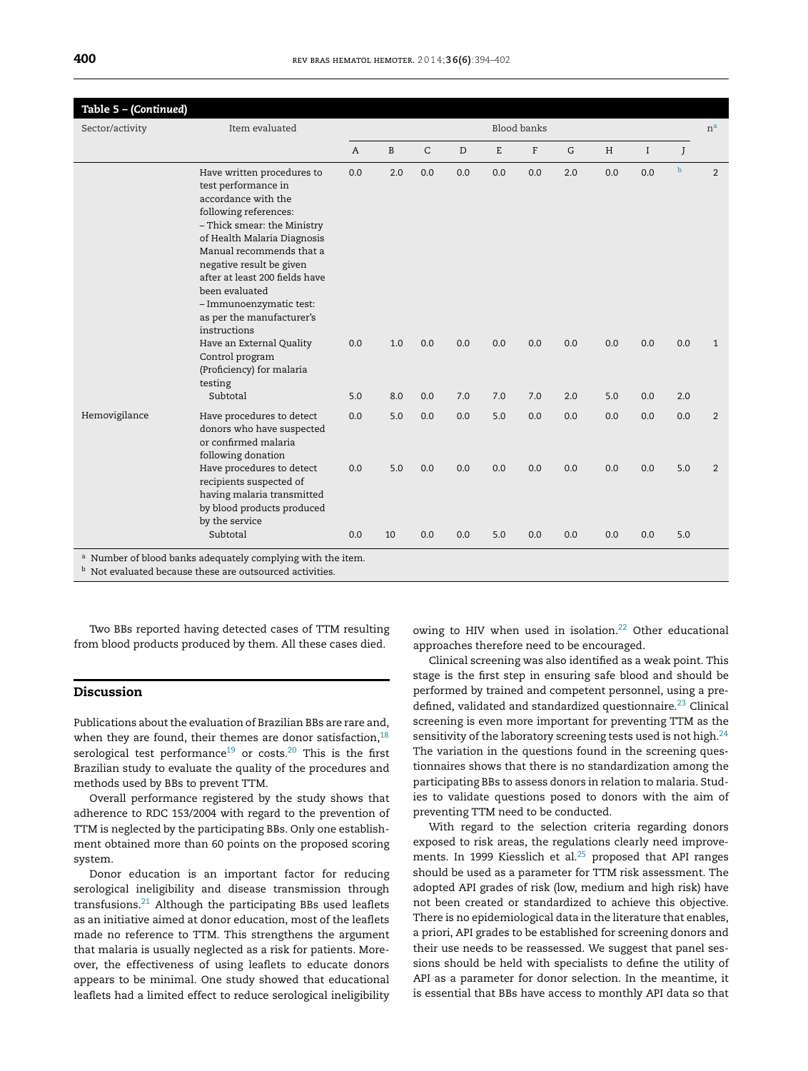**Table 5 – (Continued)**

| Sector/activity | Item evaluated | Blood banks | | | | | | | | | | n[a] |
|---|---|---|---|---|---|---|---|---|---|---|---|---|
| | | A | B | C | D | E | F | G | H | I | J | |
| | Have written procedures to test performance in accordance with the following references: – Thick smear: the Ministry of Health Malaria Diagnosis Manual recommends that a negative result be given after at least 200 fields have been evaluated – Immunoenzymatic test: as per the manufacturer's instructions | 0.0 | 2.0 | 0.0 | 0.0 | 0.0 | 0.0 | 2.0 | 0.0 | 0.0 | [b] | 2 |
| | Have an External Quality Control program (Proficiency) for malaria testing | 0.0 | 1.0 | 0.0 | 0.0 | 0.0 | 0.0 | 0.0 | 0.0 | 0.0 | 0.0 | 1 |
| | Subtotal | 5.0 | 8.0 | 0.0 | 7.0 | 7.0 | 7.0 | 2.0 | 5.0 | 0.0 | 2.0 | |
| Hemovigilance | Have procedures to detect donors who have suspected or confirmed malaria following donation | 0.0 | 5.0 | 0.0 | 0.0 | 5.0 | 0.0 | 0.0 | 0.0 | 0.0 | 0.0 | 2 |
| | Have procedures to detect recipients suspected of having malaria transmitted by blood products produced by the service | 0.0 | 5.0 | 0.0 | 0.0 | 0.0 | 0.0 | 0.0 | 0.0 | 0.0 | 5.0 | 2 |
| | Subtotal | 0.0 | 10 | 0.0 | 0.0 | 5.0 | 0.0 | 0.0 | 0.0 | 0.0 | 5.0 | |

[a] Number of blood banks adequately complying with the item.
[b] Not evaluated because these are outsourced activities.

Two BBs reported having detected cases of TTM resulting from blood products produced by them. All these cases died.

## Discussion

Publications about the evaluation of Brazilian BBs are rare and, when they are found, their themes are donor satisfaction,[18] serological test performance[19] or costs.[20] This is the first Brazilian study to evaluate the quality of the procedures and methods used by BBs to prevent TTM.

Overall performance registered by the study shows that adherence to RDC 153/2004 with regard to the prevention of TTM is neglected by the participating BBs. Only one establishment obtained more than 60 points on the proposed scoring system.

Donor education is an important factor for reducing serological ineligibility and disease transmission through transfusions.[21] Although the participating BBs used leaflets as an initiative aimed at donor education, most of the leaflets made no reference to TTM. This strengthens the argument that malaria is usually neglected as a risk for patients. Moreover, the effectiveness of using leaflets to educate donors appears to be minimal. One study showed that educational leaflets had a limited effect to reduce serological ineligibility owing to HIV when used in isolation.[22] Other educational approaches therefore need to be encouraged.

Clinical screening was also identified as a weak point. This stage is the first step in ensuring safe blood and should be performed by trained and competent personnel, using a predefined, validated and standardized questionnaire.[23] Clinical screening is even more important for preventing TTM as the sensitivity of the laboratory screening tests used is not high.[24] The variation in the questions found in the screening questionnaires shows that there is no standardization among the participating BBs to assess donors in relation to malaria. Studies to validate questions posed to donors with the aim of preventing TTM need to be conducted.

With regard to the selection criteria regarding donors exposed to risk areas, the regulations clearly need improvements. In 1999 Kiesslich et al.[25] proposed that API ranges should be used as a parameter for TTM risk assessment. The adopted API grades of risk (low, medium and high risk) have not been created or standardized to achieve this objective. There is no epidemiological data in the literature that enables, a priori, API grades to be established for screening donors and their use needs to be reassessed. We suggest that panel sessions should be held with specialists to define the utility of API as a parameter for donor selection. In the meantime, it is essential that BBs have access to monthly API data so that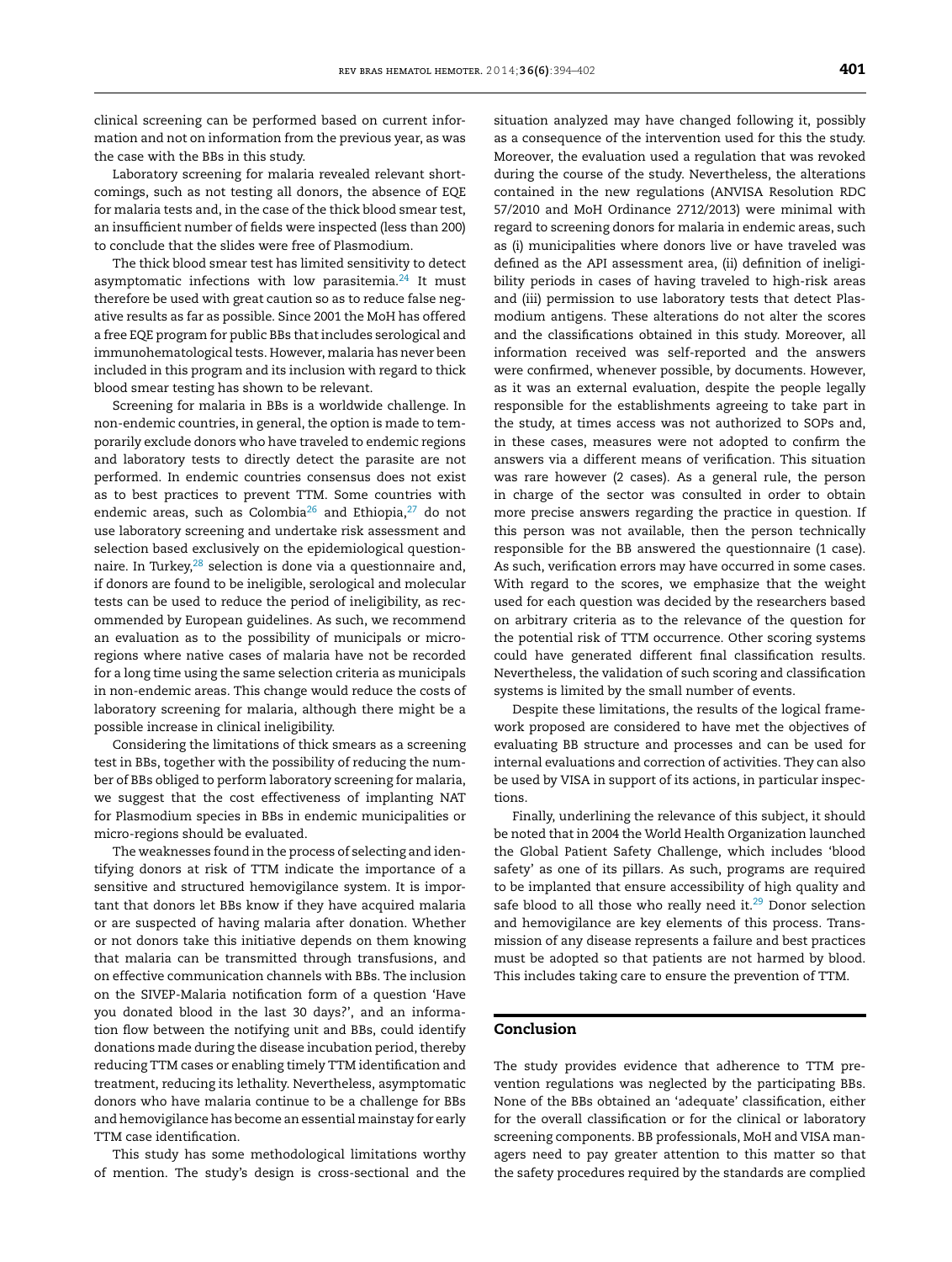clinical screening can be performed based on current information and not on information from the previous year, as was the case with the BBs in this study.

Laboratory screening for malaria revealed relevant shortcomings, such as not testing all donors, the absence of EQE for malaria tests and, in the case of the thick blood smear test, an insufficient number of fields were inspected (less than 200) to conclude that the slides were free of Plasmodium.

The thick blood smear test has limited sensitivity to detect asymptomatic infections with low parasitemia.[24] It must therefore be used with great caution so as to reduce false negative results as far as possible. Since 2001 the MoH has offered a free EQE program for public BBs that includes serological and immunohematological tests. However, malaria has never been included in this program and its inclusion with regard to thick blood smear testing has shown to be relevant.

Screening for malaria in BBs is a worldwide challenge. In non-endemic countries, in general, the option is made to temporarily exclude donors who have traveled to endemic regions and laboratory tests to directly detect the parasite are not performed. In endemic countries consensus does not exist as to best practices to prevent TTM. Some countries with endemic areas, such as Colombia[26] and Ethiopia,[27] do not use laboratory screening and undertake risk assessment and selection based exclusively on the epidemiological questionnaire. In Turkey,[28] selection is done via a questionnaire and, if donors are found to be ineligible, serological and molecular tests can be used to reduce the period of ineligibility, as recommended by European guidelines. As such, we recommend an evaluation as to the possibility of municipals or microregions where native cases of malaria have not been recorded for a long time using the same selection criteria as municipals in non-endemic areas. This change would reduce the costs of laboratory screening for malaria, although there might be a possible increase in clinical ineligibility.

Considering the limitations of thick smears as a screening test in BBs, together with the possibility of reducing the number of BBs obliged to perform laboratory screening for malaria, we suggest that the cost effectiveness of implanting NAT for Plasmodium species in BBs in endemic municipalities or micro-regions should be evaluated.

The weaknesses found in the process of selecting and identifying donors at risk of TTM indicate the importance of a sensitive and structured hemovigilance system. It is important that donors let BBs know if they have acquired malaria or are suspected of having malaria after donation. Whether or not donors take this initiative depends on them knowing that malaria can be transmitted through transfusions, and on effective communication channels with BBs. The inclusion on the SIVEP-Malaria notification form of a question 'Have you donated blood in the last 30 days?', and an information flow between the notifying unit and BBs, could identify donations made during the disease incubation period, thereby reducing TTM cases or enabling timely TTM identification and treatment, reducing its lethality. Nevertheless, asymptomatic donors who have malaria continue to be a challenge for BBs and hemovigilance has become an essential mainstay for early TTM case identification.

This study has some methodological limitations worthy of mention. The study's design is cross-sectional and the situation analyzed may have changed following it, possibly as a consequence of the intervention used for this the study. Moreover, the evaluation used a regulation that was revoked during the course of the study. Nevertheless, the alterations contained in the new regulations (ANVISA Resolution RDC 57/2010 and MoH Ordinance 2712/2013) were minimal with regard to screening donors for malaria in endemic areas, such as (i) municipalities where donors live or have traveled was defined as the API assessment area, (ii) definition of ineligibility periods in cases of having traveled to high-risk areas and (iii) permission to use laboratory tests that detect Plasmodium antigens. These alterations do not alter the scores and the classifications obtained in this study. Moreover, all information received was self-reported and the answers were confirmed, whenever possible, by documents. However, as it was an external evaluation, despite the people legally responsible for the establishments agreeing to take part in the study, at times access was not authorized to SOPs and, in these cases, measures were not adopted to confirm the answers via a different means of verification. This situation was rare however (2 cases). As a general rule, the person in charge of the sector was consulted in order to obtain more precise answers regarding the practice in question. If this person was not available, then the person technically responsible for the BB answered the questionnaire (1 case). As such, verification errors may have occurred in some cases. With regard to the scores, we emphasize that the weight used for each question was decided by the researchers based on arbitrary criteria as to the relevance of the question for the potential risk of TTM occurrence. Other scoring systems could have generated different final classification results. Nevertheless, the validation of such scoring and classification systems is limited by the small number of events.

Despite these limitations, the results of the logical framework proposed are considered to have met the objectives of evaluating BB structure and processes and can be used for internal evaluations and correction of activities. They can also be used by VISA in support of its actions, in particular inspections.

Finally, underlining the relevance of this subject, it should be noted that in 2004 the World Health Organization launched the Global Patient Safety Challenge, which includes 'blood safety' as one of its pillars. As such, programs are required to be implanted that ensure accessibility of high quality and safe blood to all those who really need it.[29] Donor selection and hemovigilance are key elements of this process. Transmission of any disease represents a failure and best practices must be adopted so that patients are not harmed by blood. This includes taking care to ensure the prevention of TTM.

## Conclusion

The study provides evidence that adherence to TTM prevention regulations was neglected by the participating BBs. None of the BBs obtained an 'adequate' classification, either for the overall classification or for the clinical or laboratory screening components. BB professionals, MoH and VISA managers need to pay greater attention to this matter so that the safety procedures required by the standards are complied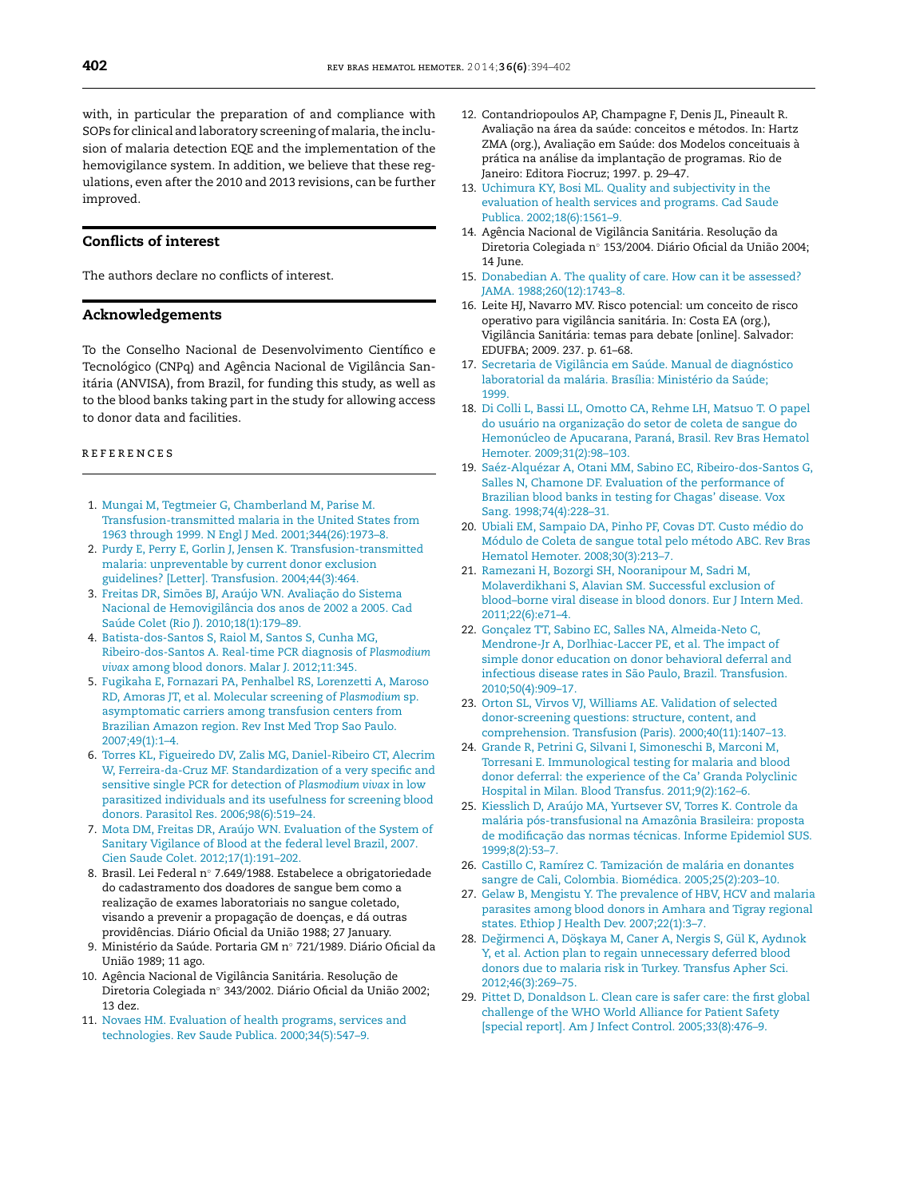with, in particular the preparation of and compliance with SOPs for clinical and laboratory screening of malaria, the inclusion of malaria detection EQE and the implementation of the hemovigilance system. In addition, we believe that these regulations, even after the 2010 and 2013 revisions, can be further improved.

## Conflicts of interest

The authors declare no conflicts of interest.

## Acknowledgements

To the Conselho Nacional de Desenvolvimento Científico e Tecnológico (CNPq) and Agência Nacional de Vigilância Sanitária (ANVISA), from Brazil, for funding this study, as well as to the blood banks taking part in the study for allowing access to donor data and facilities.

## REFERENCES

1. Mungai M, Tegtmeier G, Chamberland M, Parise M. Transfusion-transmitted malaria in the United States from 1963 through 1999. N Engl J Med. 2001;344(26):1973–8.
2. Purdy E, Perry E, Gorlin J, Jensen K. Transfusion-transmitted malaria: unpreventable by current donor exclusion guidelines? [Letter]. Transfusion. 2004;44(3):464.
3. Freitas DR, Simões BJ, Araújo WN. Avaliação do Sistema Nacional de Hemovigilância dos anos de 2002 a 2005. Cad Saúde Colet (Rio J). 2010;18(1):179–89.
4. Batista-dos-Santos S, Raiol M, Santos S, Cunha MG, Ribeiro-dos-Santos A. Real-time PCR diagnosis of *Plasmodium vivax* among blood donors. Malar J. 2012;11:345.
5. Fugikaha E, Fornazari PA, Penhalbel RS, Lorenzetti A, Maroso RD, Amoras JT, et al. Molecular screening of *Plasmodium* sp. asymptomatic carriers among transfusion centers from Brazilian Amazon region. Rev Inst Med Trop Sao Paulo. 2007;49(1):1–4.
6. Torres KL, Figueiredo DV, Zalis MG, Daniel-Ribeiro CT, Alecrim W, Ferreira-da-Cruz MF. Standardization of a very specific and sensitive single PCR for detection of *Plasmodium vivax* in low parasitized individuals and its usefulness for screening blood donors. Parasitol Res. 2006;98(6):519–24.
7. Mota DM, Freitas DR, Araújo WN. Evaluation of the System of Sanitary Vigilance of Blood at the federal level Brazil, 2007. Cien Saude Colet. 2012;17(1):191–202.
8. Brasil. Lei Federal n° 7.649/1988. Estabelece a obrigatoriedade do cadastramento dos doadores de sangue bem como a realização de exames laboratoriais no sangue coletado, visando a prevenir a propagação de doenças, e dá outras providências. Diário Oficial da União 1988; 27 January.
9. Ministério da Saúde. Portaria GM n° 721/1989. Diário Oficial da União 1989; 11 ago.
10. Agência Nacional de Vigilância Sanitária. Resolução de Diretoria Colegiada n° 343/2002. Diário Oficial da União 2002; 13 dez.
11. Novaes HM. Evaluation of health programs, services and technologies. Rev Saude Publica. 2000;34(5):547–9.
12. Contandriopoulos AP, Champagne F, Denis JL, Pineault R. Avaliação na área da saúde: conceitos e métodos. In: Hartz ZMA (org.), Avaliação em Saúde: dos Modelos conceituais à prática na análise da implantação de programas. Rio de Janeiro: Editora Fiocruz; 1997. p. 29–47.
13. Uchimura KY, Bosi ML. Quality and subjectivity in the evaluation of health services and programs. Cad Saude Publica. 2002;18(6):1561–9.
14. Agência Nacional de Vigilância Sanitária. Resolução da Diretoria Colegiada n° 153/2004. Diário Oficial da União 2004; 14 June.
15. Donabedian A. The quality of care. How can it be assessed? JAMA. 1988;260(12):1743–8.
16. Leite HJ, Navarro MV. Risco potencial: um conceito de risco operativo para vigilância sanitária. In: Costa EA (org.), Vigilância Sanitária: temas para debate [online]. Salvador: EDUFBA; 2009. 237. p. 61–68.
17. Secretaria de Vigilância em Saúde. Manual de diagnóstico laboratorial da malária. Brasília: Ministério da Saúde; 1999.
18. Di Colli L, Bassi LL, Omotto CA, Rehme LH, Matsuo T. O papel do usuário na organização do setor de coleta de sangue do Hemonúcleo de Apucarana, Paraná, Brasil. Rev Bras Hematol Hemoter. 2009;31(2):98–103.
19. Saéz-Alquézar A, Otani MM, Sabino EC, Ribeiro-dos-Santos G, Salles N, Chamone DF. Evaluation of the performance of Brazilian blood banks in testing for Chagas' disease. Vox Sang. 1998;74(4):228–31.
20. Ubiali EM, Sampaio DA, Pinho PF, Covas DT. Custo médio do Módulo de Coleta de sangue total pelo método ABC. Rev Bras Hematol Hemoter. 2008;30(3):213–7.
21. Ramezani H, Bozorgi SH, Nooranipour M, Sadri M, Molaverdikhani S, Alavian SM. Successful exclusion of blood–borne viral disease in blood donors. Eur J Intern Med. 2011;22(6):e71–4.
22. Gonçalez TT, Sabino EC, Salles NA, Almeida-Neto C, Mendrone-Jr A, Dorlhiac-Laccer PE, et al. The impact of simple donor education on donor behavioral deferral and infectious disease rates in São Paulo, Brazil. Transfusion. 2010;50(4):909–17.
23. Orton SL, Virvos VJ, Williams AE. Validation of selected donor-screening questions: structure, content, and comprehension. Transfusion (Paris). 2000;40(11):1407–13.
24. Grande R, Petrini G, Silvani I, Simoneschi B, Marconi M, Torresani E. Immunological testing for malaria and blood donor deferral: the experience of the Ca' Granda Polyclinic Hospital in Milan. Blood Transfus. 2011;9(2):162–6.
25. Kiesslich D, Araújo MA, Yurtsever SV, Torres K. Controle da malária pós-transfusional na Amazônia Brasileira: proposta de modificação das normas técnicas. Informe Epidemiol SUS. 1999;8(2):53–7.
26. Castillo C, Ramírez C. Tamización de malária en donantes sangre de Cali, Colombia. Biomédica. 2005;25(2):203–10.
27. Gelaw B, Mengistu Y. The prevalence of HBV, HCV and malaria parasites among blood donors in Amhara and Tigray regional states. Ethiop J Health Dev. 2007;22(1):3–7.
28. Değirmenci A, Döşkaya M, Caner A, Nergis S, Gül K, Aydınok Y, et al. Action plan to regain unnecessary deferred blood donors due to malaria risk in Turkey. Transfus Apher Sci. 2012;46(3):269–75.
29. Pittet D, Donaldson L. Clean care is safer care: the first global challenge of the WHO World Alliance for Patient Safety [special report]. Am J Infect Control. 2005;33(8):476–9.